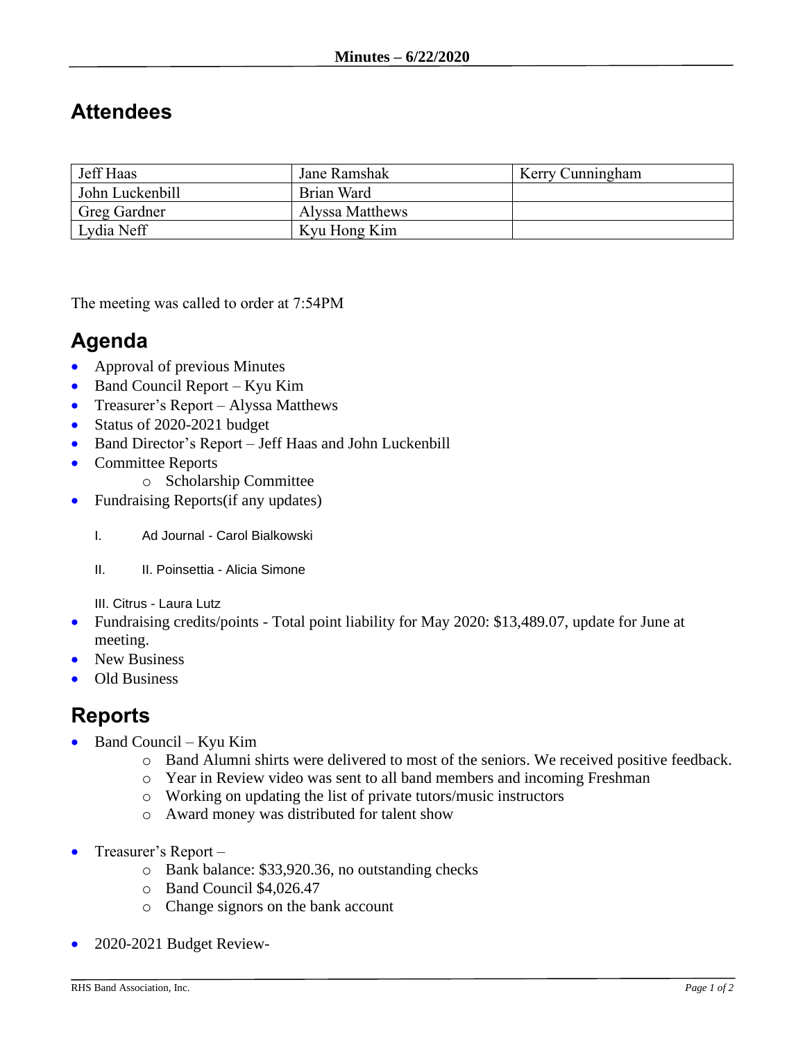**Minutes – 6/22/2020**

## Attendees

| Jeff Haas | Jane Ramshak | Kerry Cunningham |
|---|---|---|
| John Luckenbill | Brian Ward | |
| Greg Gardner | Alyssa Matthews | |
| Lydia Neff | Kyu Hong Kim | |

The meeting was called to order at 7:54PM

## Agenda

- Approval of previous Minutes
- Band Council Report – Kyu Kim
- Treasurer's Report – Alyssa Matthews
- Status of 2020-2021 budget
- Band Director's Report – Jeff Haas and John Luckenbill
- Committee Reports
  - Scholarship Committee
- Fundraising Reports(if any updates)

  I. Ad Journal - Carol Bialkowski

  II. II. Poinsettia - Alicia Simone

  III. Citrus - Laura Lutz
- Fundraising credits/points - Total point liability for May 2020: $13,489.07, update for June at meeting.
- New Business
- Old Business

## Reports

- Band Council – Kyu Kim
  - Band Alumni shirts were delivered to most of the seniors. We received positive feedback.
  - Year in Review video was sent to all band members and incoming Freshman
  - Working on updating the list of private tutors/music instructors
  - Award money was distributed for talent show
- Treasurer's Report –
  - Bank balance: $33,920.36, no outstanding checks
  - Band Council $4,026.47
  - Change signors on the bank account
- 2020-2021 Budget Review-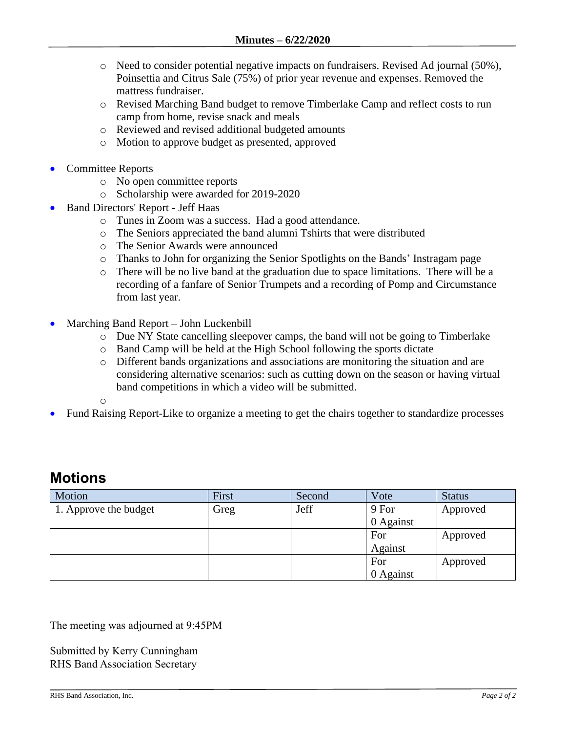- Need to consider potential negative impacts on fundraisers. Revised Ad journal (50%), Poinsettia and Citrus Sale (75%) of prior year revenue and expenses. Removed the mattress fundraiser.
  - Revised Marching Band budget to remove Timberlake Camp and reflect costs to run camp from home, revise snack and meals
  - Reviewed and revised additional budgeted amounts
  - Motion to approve budget as presented, approved

- Committee Reports
  - No open committee reports
  - Scholarship were awarded for 2019-2020
- Band Directors' Report - Jeff Haas
  - Tunes in Zoom was a success. Had a good attendance.
  - The Seniors appreciated the band alumni Tshirts that were distributed
  - The Senior Awards were announced
  - Thanks to John for organizing the Senior Spotlights on the Bands' Instragam page
  - There will be no live band at the graduation due to space limitations. There will be a recording of a fanfare of Senior Trumpets and a recording of Pomp and Circumstance from last year.

- Marching Band Report – John Luckenbill
  - Due NY State cancelling sleepover camps, the band will not be going to Timberlake
  - Band Camp will be held at the High School following the sports dictate
  - Different bands organizations and associations are monitoring the situation and are considering alternative scenarios: such as cutting down on the season or having virtual band competitions in which a video will be submitted.
  - 
- Fund Raising Report-Like to organize a meeting to get the chairs together to standardize processes

## Motions

| Motion | First | Second | Vote | Status |
|---|---|---|---|---|
| 1. Approve the budget | Greg | Jeff | 9 For<br>0 Against | Approved |
| | | | For<br>Against | Approved |
| | | | For<br>0 Against | Approved |

The meeting was adjourned at 9:45PM

Submitted by Kerry Cunningham
RHS Band Association Secretary